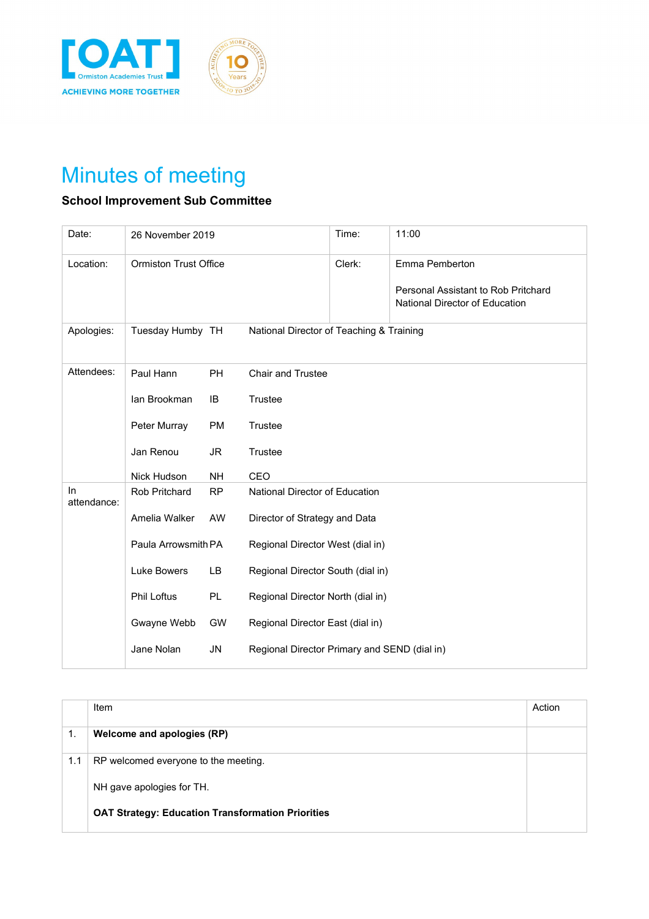[OAT] Ormiston Academies Trust
ACHIEVING MORE TOGETHER

# Minutes of meeting

**School Improvement Sub Committee**

| Date: | 26 November 2019 | | Time: | 11:00 |
|---|---|---|---|---|
| Location: | Ormiston Trust Office | | Clerk: | Emma Pemberton<br><br>Personal Assistant to Rob Pritchard National Director of Education |
| Apologies: | Tuesday Humby | TH | National Director of Teaching & Training | |
| Attendees: | Paul Hann | PH | Chair and Trustee | |
| | Ian Brookman | IB | Trustee | |
| | Peter Murray | PM | Trustee | |
| | Jan Renou | JR | Trustee | |
| | Nick Hudson | NH | CEO | |
| In attendance: | Rob Pritchard | RP | National Director of Education | |
| | Amelia Walker | AW | Director of Strategy and Data | |
| | Paula Arrowsmith | PA | Regional Director West (dial in) | |
| | Luke Bowers | LB | Regional Director South (dial in) | |
| | Phil Loftus | PL | Regional Director North (dial in) | |
| | Gwayne Webb | GW | Regional Director East (dial in) | |
| | Jane Nolan | JN | Regional Director Primary and SEND (dial in) | |

| | Item | Action |
|---|---|---|
| 1. | **Welcome and apologies (RP)** | |
| 1.1 | RP welcomed everyone to the meeting.<br><br>NH gave apologies for TH.<br><br>**OAT Strategy: Education Transformation Priorities** | |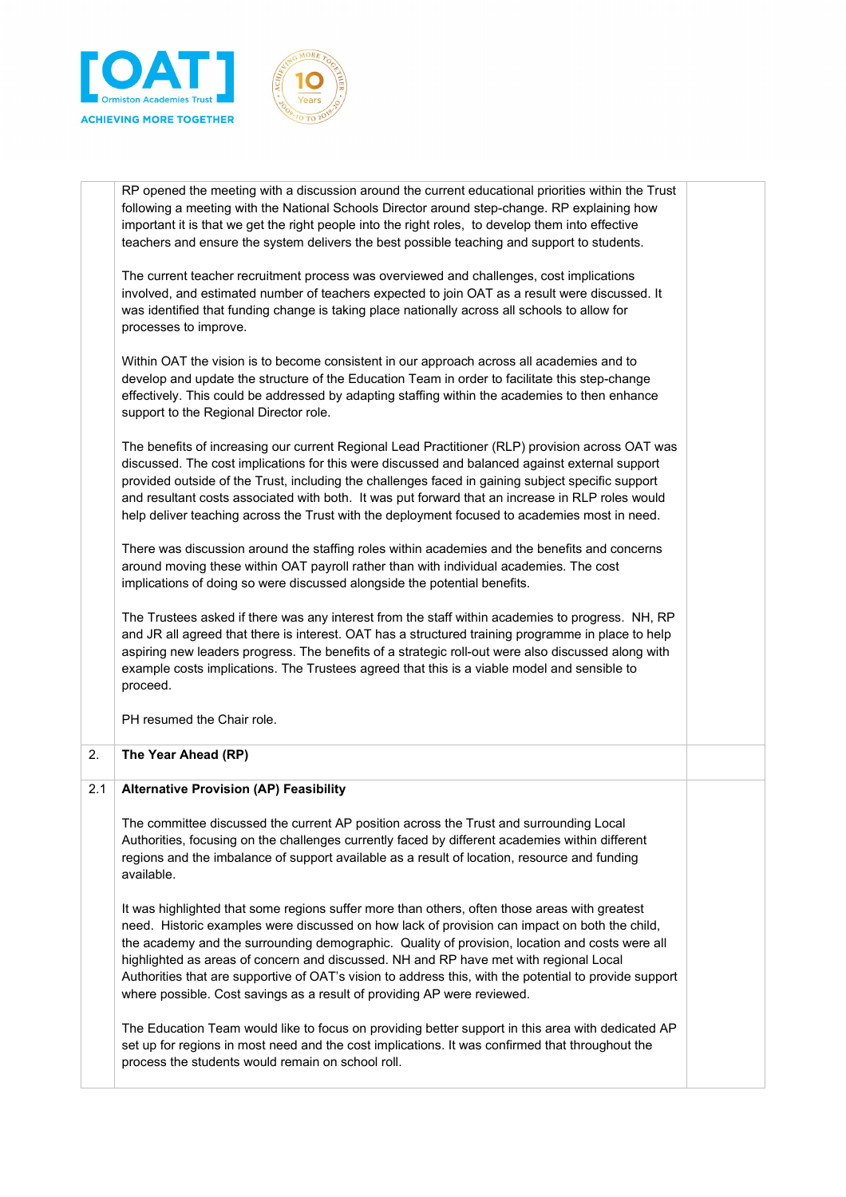| | | |
|---|---|---|
| | RP opened the meeting with a discussion around the current educational priorities within the Trust following a meeting with the National Schools Director around step-change. RP explaining how important it is that we get the right people into the right roles, to develop them into effective teachers and ensure the system delivers the best possible teaching and support to students.<br><br>The current teacher recruitment process was overviewed and challenges, cost implications involved, and estimated number of teachers expected to join OAT as a result were discussed. It was identified that funding change is taking place nationally across all schools to allow for processes to improve.<br><br>Within OAT the vision is to become consistent in our approach across all academies and to develop and update the structure of the Education Team in order to facilitate this step-change effectively. This could be addressed by adapting staffing within the academies to then enhance support to the Regional Director role.<br><br>The benefits of increasing our current Regional Lead Practitioner (RLP) provision across OAT was discussed. The cost implications for this were discussed and balanced against external support provided outside of the Trust, including the challenges faced in gaining subject specific support and resultant costs associated with both. It was put forward that an increase in RLP roles would help deliver teaching across the Trust with the deployment focused to academies most in need.<br><br>There was discussion around the staffing roles within academies and the benefits and concerns around moving these within OAT payroll rather than with individual academies. The cost implications of doing so were discussed alongside the potential benefits.<br><br>The Trustees asked if there was any interest from the staff within academies to progress. NH, RP and JR all agreed that there is interest. OAT has a structured training programme in place to help aspiring new leaders progress. The benefits of a strategic roll-out were also discussed along with example costs implications. The Trustees agreed that this is a viable model and sensible to proceed.<br><br>PH resumed the Chair role. | |
| 2. | **The Year Ahead (RP)** | |
| 2.1 | **Alternative Provision (AP) Feasibility**<br><br>The committee discussed the current AP position across the Trust and surrounding Local Authorities, focusing on the challenges currently faced by different academies within different regions and the imbalance of support available as a result of location, resource and funding available.<br><br>It was highlighted that some regions suffer more than others, often those areas with greatest need. Historic examples were discussed on how lack of provision can impact on both the child, the academy and the surrounding demographic. Quality of provision, location and costs were all highlighted as areas of concern and discussed. NH and RP have met with regional Local Authorities that are supportive of OAT's vision to address this, with the potential to provide support where possible. Cost savings as a result of providing AP were reviewed.<br><br>The Education Team would like to focus on providing better support in this area with dedicated AP set up for regions in most need and the cost implications. It was confirmed that throughout the process the students would remain on school roll. | |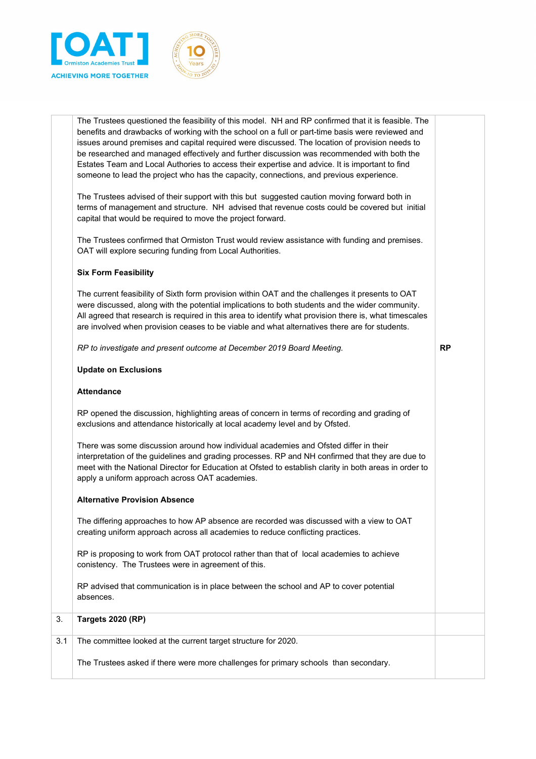| | | |
|---|---|---|
| | The Trustees questioned the feasibility of this model. NH and RP confirmed that it is feasible. The benefits and drawbacks of working with the school on a full or part-time basis were reviewed and issues around premises and capital required were discussed. The location of provision needs to be researched and managed effectively and further discussion was recommended with both the Estates Team and Local Authories to access their expertise and advice. It is important to find someone to lead the project who has the capacity, connections, and previous experience.<br><br>The Trustees advised of their support with this but suggested caution moving forward both in terms of management and structure. NH advised that revenue costs could be covered but initial capital that would be required to move the project forward.<br><br>The Trustees confirmed that Ormiston Trust would review assistance with funding and premises. OAT will explore securing funding from Local Authorities.<br><br>**Six Form Feasibility**<br><br>The current feasibility of Sixth form provision within OAT and the challenges it presents to OAT were discussed, along with the potential implications to both students and the wider community. All agreed that research is required in this area to identify what provision there is, what timescales are involved when provision ceases to be viable and what alternatives there are for students.<br><br>*RP to investigate and present outcome at December 2019 Board Meeting.* | **RP** |
| | **Update on Exclusions**<br><br>**Attendance**<br><br>RP opened the discussion, highlighting areas of concern in terms of recording and grading of exclusions and attendance historically at local academy level and by Ofsted.<br><br>There was some discussion around how individual academies and Ofsted differ in their interpretation of the guidelines and grading processes. RP and NH confirmed that they are due to meet with the National Director for Education at Ofsted to establish clarity in both areas in order to apply a uniform approach across OAT academies.<br><br>**Alternative Provision Absence**<br><br>The differing approaches to how AP absence are recorded was discussed with a view to OAT creating uniform approach across all academies to reduce conflicting practices.<br><br>RP is proposing to work from OAT protocol rather than that of local academies to achieve consistency. The Trustees were in agreement of this.<br><br>RP advised that communication is in place between the school and AP to cover potential absences. | |
| 3. | **Targets 2020 (RP)** | |
| 3.1 | The committee looked at the current target structure for 2020.<br><br>The Trustees asked if there were more challenges for primary schools than secondary. | |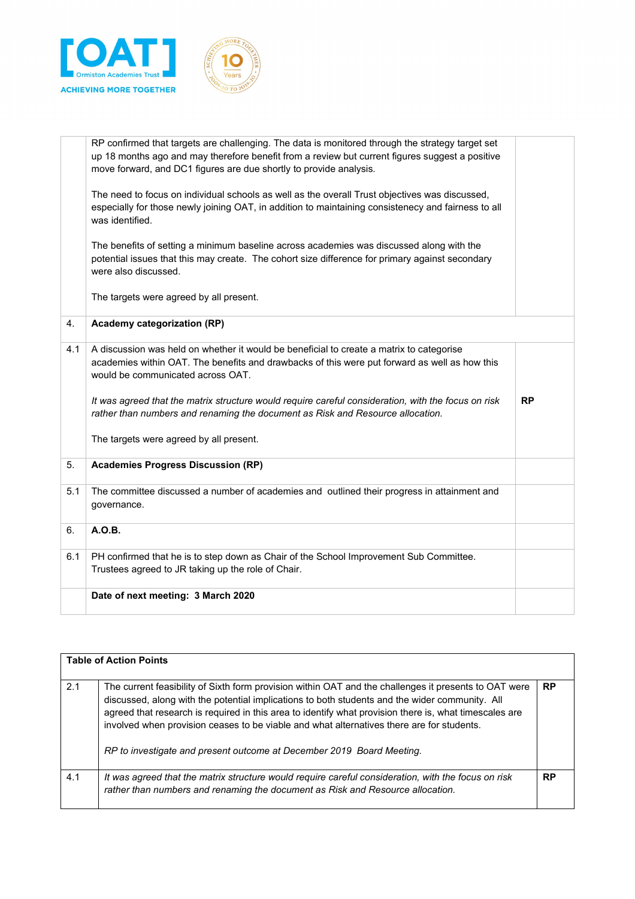| | | |
|---|---|---|
| | RP confirmed that targets are challenging. The data is monitored through the strategy target set up 18 months ago and may therefore benefit from a review but current figures suggest a positive move forward, and DC1 figures are due shortly to provide analysis.<br><br>The need to focus on individual schools as well as the overall Trust objectives was discussed, especially for those newly joining OAT, in addition to maintaining consistenecy and fairness to all was identified.<br><br>The benefits of setting a minimum baseline across academies was discussed along with the potential issues that this may create. The cohort size difference for primary against secondary were also discussed.<br><br>The targets were agreed by all present. | |
| 4. | **Academy categorization (RP)** | |
| 4.1 | A discussion was held on whether it would be beneficial to create a matrix to categorise academies within OAT. The benefits and drawbacks of this were put forward as well as how this would be communicated across OAT.<br><br>*It was agreed that the matrix structure would require careful consideration, with the focus on risk rather than numbers and renaming the document as Risk and Resource allocation.*<br><br>The targets were agreed by all present. | **RP** |
| 5. | **Academies Progress Discussion (RP)** | |
| 5.1 | The committee discussed a number of academies and outlined their progress in attainment and governance. | |
| 6. | **A.O.B.** | |
| 6.1 | PH confirmed that he is to step down as Chair of the School Improvement Sub Committee. Trustees agreed to JR taking up the role of Chair. | |
| | **Date of next meeting: 3 March 2020** | |

| **Table of Action Points** | | |
|---|---|---|
| 2.1 | The current feasibility of Sixth form provision within OAT and the challenges it presents to OAT were discussed, along with the potential implications to both students and the wider community. All agreed that research is required in this area to identify what provision there is, what timescales are involved when provision ceases to be viable and what alternatives there are for students.<br><br>*RP to investigate and present outcome at December 2019 Board Meeting.* | **RP** |
| 4.1 | *It was agreed that the matrix structure would require careful consideration, with the focus on risk rather than numbers and renaming the document as Risk and Resource allocation.* | **RP** |